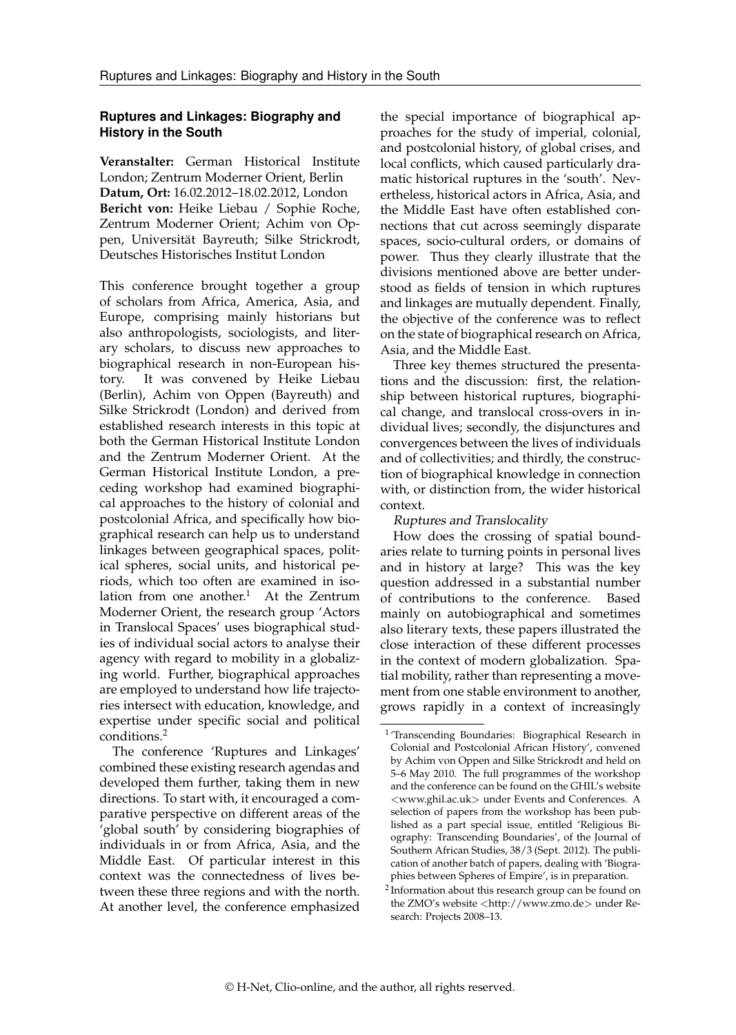## Ruptures and Linkages: Biography and History in the South

**Veranstalter:** German Historical Institute London; Zentrum Moderner Orient, Berlin
**Datum, Ort:** 16.02.2012–18.02.2012, London
**Bericht von:** Heike Liebau / Sophie Roche, Zentrum Moderner Orient; Achim von Oppen, Universität Bayreuth; Silke Strickrodt, Deutsches Historisches Institut London

This conference brought together a group of scholars from Africa, America, Asia, and Europe, comprising mainly historians but also anthropologists, sociologists, and literary scholars, to discuss new approaches to biographical research in non-European history. It was convened by Heike Liebau (Berlin), Achim von Oppen (Bayreuth) and Silke Strickrodt (London) and derived from established research interests in this topic at both the German Historical Institute London and the Zentrum Moderner Orient. At the German Historical Institute London, a preceding workshop had examined biographical approaches to the history of colonial and postcolonial Africa, and specifically how biographical research can help us to understand linkages between geographical spaces, political spheres, social units, and historical periods, which too often are examined in isolation from one another.[1] At the Zentrum Moderner Orient, the research group 'Actors in Translocal Spaces' uses biographical studies of individual social actors to analyse their agency with regard to mobility in a globalizing world. Further, biographical approaches are employed to understand how life trajectories intersect with education, knowledge, and expertise under specific social and political conditions.[2]

The conference 'Ruptures and Linkages' combined these existing research agendas and developed them further, taking them in new directions. To start with, it encouraged a comparative perspective on different areas of the 'global south' by considering biographies of individuals in or from Africa, Asia, and the Middle East. Of particular interest in this context was the connectedness of lives between these three regions and with the north. At another level, the conference emphasized the special importance of biographical approaches for the study of imperial, colonial, and postcolonial history, of global crises, and local conflicts, which caused particularly dramatic historical ruptures in the 'south'. Nevertheless, historical actors in Africa, Asia, and the Middle East have often established connections that cut across seemingly disparate spaces, socio-cultural orders, or domains of power. Thus they clearly illustrate that the divisions mentioned above are better understood as fields of tension in which ruptures and linkages are mutually dependent. Finally, the objective of the conference was to reflect on the state of biographical research on Africa, Asia, and the Middle East.

Three key themes structured the presentations and the discussion: first, the relationship between historical ruptures, biographical change, and translocal cross-overs in individual lives; secondly, the disjunctures and convergences between the lives of individuals and of collectivities; and thirdly, the construction of biographical knowledge in connection with, or distinction from, the wider historical context.

*Ruptures and Translocality*

How does the crossing of spatial boundaries relate to turning points in personal lives and in history at large? This was the key question addressed in a substantial number of contributions to the conference. Based mainly on autobiographical and sometimes also literary texts, these papers illustrated the close interaction of these different processes in the context of modern globalization. Spatial mobility, rather than representing a movement from one stable environment to another, grows rapidly in a context of increasingly

---

[1] 'Transcending Boundaries: Biographical Research in Colonial and Postcolonial African History', convened by Achim von Oppen and Silke Strickrodt and held on 5–6 May 2010. The full programmes of the workshop and the conference can be found on the GHIL's website <www.ghil.ac.uk> under Events and Conferences. A selection of papers from the workshop has been published as a part special issue, entitled 'Religious Biography: Transcending Boundaries', of the Journal of Southern African Studies, 38/3 (Sept. 2012). The publication of another batch of papers, dealing with 'Biographies between Spheres of Empire', is in preparation.

[2] Information about this research group can be found on the ZMO's website <http://www.zmo.de> under Research: Projects 2008–13.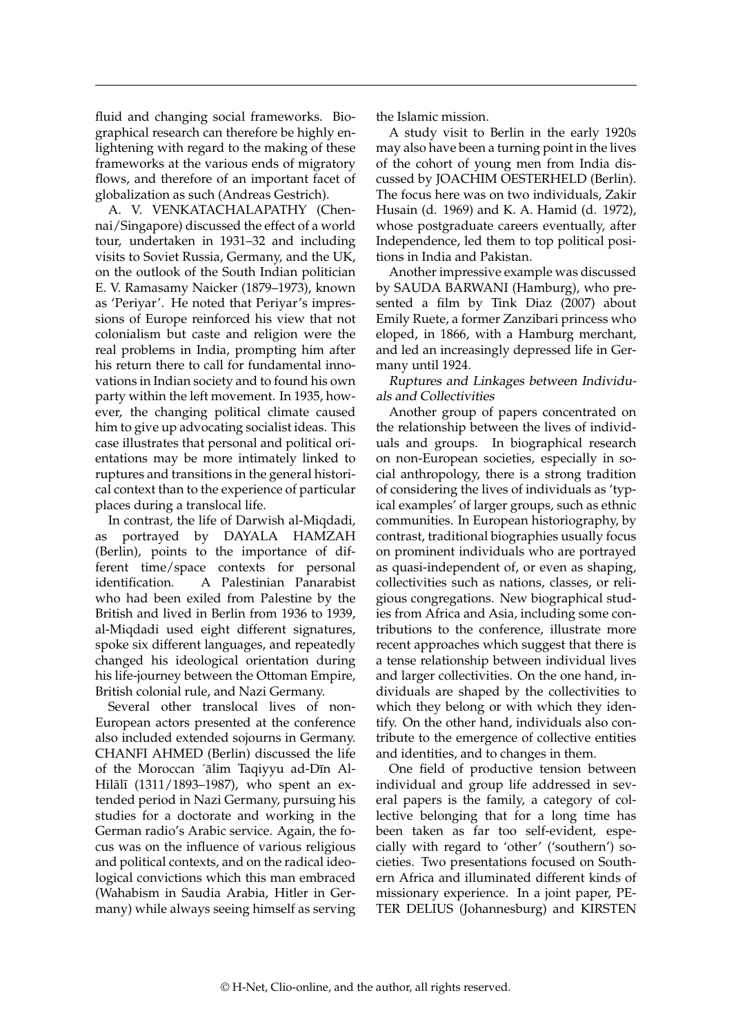fluid and changing social frameworks. Biographical research can therefore be highly enlightening with regard to the making of these frameworks at the various ends of migratory flows, and therefore of an important facet of globalization as such (Andreas Gestrich).

A. V. VENKATACHALAPATHY (Chennai/Singapore) discussed the effect of a world tour, undertaken in 1931–32 and including visits to Soviet Russia, Germany, and the UK, on the outlook of the South Indian politician E. V. Ramasamy Naicker (1879–1973), known as 'Periyar'. He noted that Periyar's impressions of Europe reinforced his view that not colonialism but caste and religion were the real problems in India, prompting him after his return there to call for fundamental innovations in Indian society and to found his own party within the left movement. In 1935, however, the changing political climate caused him to give up advocating socialist ideas. This case illustrates that personal and political orientations may be more intimately linked to ruptures and transitions in the general historical context than to the experience of particular places during a translocal life.

In contrast, the life of Darwish al-Miqdadi, as portrayed by DAYALA HAMZAH (Berlin), points to the importance of different time/space contexts for personal identification. A Palestinian Panarabist who had been exiled from Palestine by the British and lived in Berlin from 1936 to 1939, al-Miqdadi used eight different signatures, spoke six different languages, and repeatedly changed his ideological orientation during his life-journey between the Ottoman Empire, British colonial rule, and Nazi Germany.

Several other translocal lives of non-European actors presented at the conference also included extended sojourns in Germany. CHANFI AHMED (Berlin) discussed the life of the Moroccan ´ālim Taqiyyu ad-Dīn Al-Hilālī (1311/1893–1987), who spent an extended period in Nazi Germany, pursuing his studies for a doctorate and working in the German radio's Arabic service. Again, the focus was on the influence of various religious and political contexts, and on the radical ideological convictions which this man embraced (Wahabism in Saudia Arabia, Hitler in Germany) while always seeing himself as serving the Islamic mission.

A study visit to Berlin in the early 1920s may also have been a turning point in the lives of the cohort of young men from India discussed by JOACHIM OESTERHELD (Berlin). The focus here was on two individuals, Zakir Husain (d. 1969) and K. A. Hamid (d. 1972), whose postgraduate careers eventually, after Independence, led them to top political positions in India and Pakistan.

Another impressive example was discussed by SAUDA BARWANI (Hamburg), who presented a film by Tink Diaz (2007) about Emily Ruete, a former Zanzibari princess who eloped, in 1866, with a Hamburg merchant, and led an increasingly depressed life in Germany until 1924.

### *Ruptures and Linkages between Individuals and Collectivities*

Another group of papers concentrated on the relationship between the lives of individuals and groups. In biographical research on non-European societies, especially in social anthropology, there is a strong tradition of considering the lives of individuals as 'typical examples' of larger groups, such as ethnic communities. In European historiography, by contrast, traditional biographies usually focus on prominent individuals who are portrayed as quasi-independent of, or even as shaping, collectivities such as nations, classes, or religious congregations. New biographical studies from Africa and Asia, including some contributions to the conference, illustrate more recent approaches which suggest that there is a tense relationship between individual lives and larger collectivities. On the one hand, individuals are shaped by the collectivities to which they belong or with which they identify. On the other hand, individuals also contribute to the emergence of collective entities and identities, and to changes in them.

One field of productive tension between individual and group life addressed in several papers is the family, a category of collective belonging that for a long time has been taken as far too self-evident, especially with regard to 'other' ('southern') societies. Two presentations focused on Southern Africa and illuminated different kinds of missionary experience. In a joint paper, PETER DELIUS (Johannesburg) and KIRSTEN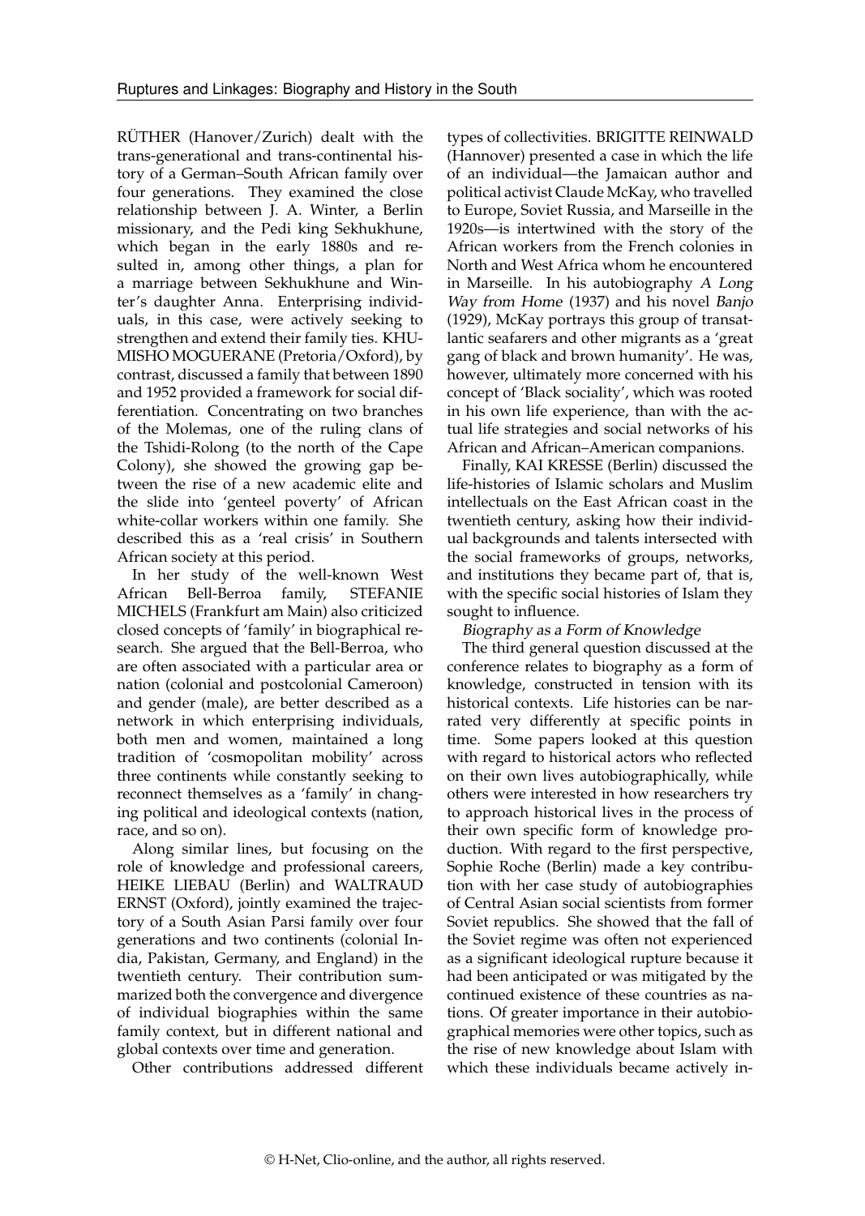RÜTHER (Hanover/Zurich) dealt with the trans-generational and trans-continental history of a German–South African family over four generations. They examined the close relationship between J. A. Winter, a Berlin missionary, and the Pedi king Sekhukhune, which began in the early 1880s and resulted in, among other things, a plan for a marriage between Sekhukhune and Winter's daughter Anna. Enterprising individuals, in this case, were actively seeking to strengthen and extend their family ties. KHUMISHO MOGUERANE (Pretoria/Oxford), by contrast, discussed a family that between 1890 and 1952 provided a framework for social differentiation. Concentrating on two branches of the Molemas, one of the ruling clans of the Tshidi-Rolong (to the north of the Cape Colony), she showed the growing gap between the rise of a new academic elite and the slide into 'genteel poverty' of African white-collar workers within one family. She described this as a 'real crisis' in Southern African society at this period.

In her study of the well-known West African Bell-Berroa family, STEFANIE MICHELS (Frankfurt am Main) also criticized closed concepts of 'family' in biographical research. She argued that the Bell-Berroa, who are often associated with a particular area or nation (colonial and postcolonial Cameroon) and gender (male), are better described as a network in which enterprising individuals, both men and women, maintained a long tradition of 'cosmopolitan mobility' across three continents while constantly seeking to reconnect themselves as a 'family' in changing political and ideological contexts (nation, race, and so on).

Along similar lines, but focusing on the role of knowledge and professional careers, HEIKE LIEBAU (Berlin) and WALTRAUD ERNST (Oxford), jointly examined the trajectory of a South Asian Parsi family over four generations and two continents (colonial India, Pakistan, Germany, and England) in the twentieth century. Their contribution summarized both the convergence and divergence of individual biographies within the same family context, but in different national and global contexts over time and generation.

Other contributions addressed different types of collectivities. BRIGITTE REINWALD (Hannover) presented a case in which the life of an individual—the Jamaican author and political activist Claude McKay, who travelled to Europe, Soviet Russia, and Marseille in the 1920s—is intertwined with the story of the African workers from the French colonies in North and West Africa whom he encountered in Marseille. In his autobiography *A Long Way from Home* (1937) and his novel *Banjo* (1929), McKay portrays this group of transatlantic seafarers and other migrants as a 'great gang of black and brown humanity'. He was, however, ultimately more concerned with his concept of 'Black sociality', which was rooted in his own life experience, than with the actual life strategies and social networks of his African and African–American companions.

Finally, KAI KRESSE (Berlin) discussed the life-histories of Islamic scholars and Muslim intellectuals on the East African coast in the twentieth century, asking how their individual backgrounds and talents intersected with the social frameworks of groups, networks, and institutions they became part of, that is, with the specific social histories of Islam they sought to influence.

*Biography as a Form of Knowledge*

The third general question discussed at the conference relates to biography as a form of knowledge, constructed in tension with its historical contexts. Life histories can be narrated very differently at specific points in time. Some papers looked at this question with regard to historical actors who reflected on their own lives autobiographically, while others were interested in how researchers try to approach historical lives in the process of their own specific form of knowledge production. With regard to the first perspective, Sophie Roche (Berlin) made a key contribution with her case study of autobiographies of Central Asian social scientists from former Soviet republics. She showed that the fall of the Soviet regime was often not experienced as a significant ideological rupture because it had been anticipated or was mitigated by the continued existence of these countries as nations. Of greater importance in their autobiographical memories were other topics, such as the rise of new knowledge about Islam with which these individuals became actively in-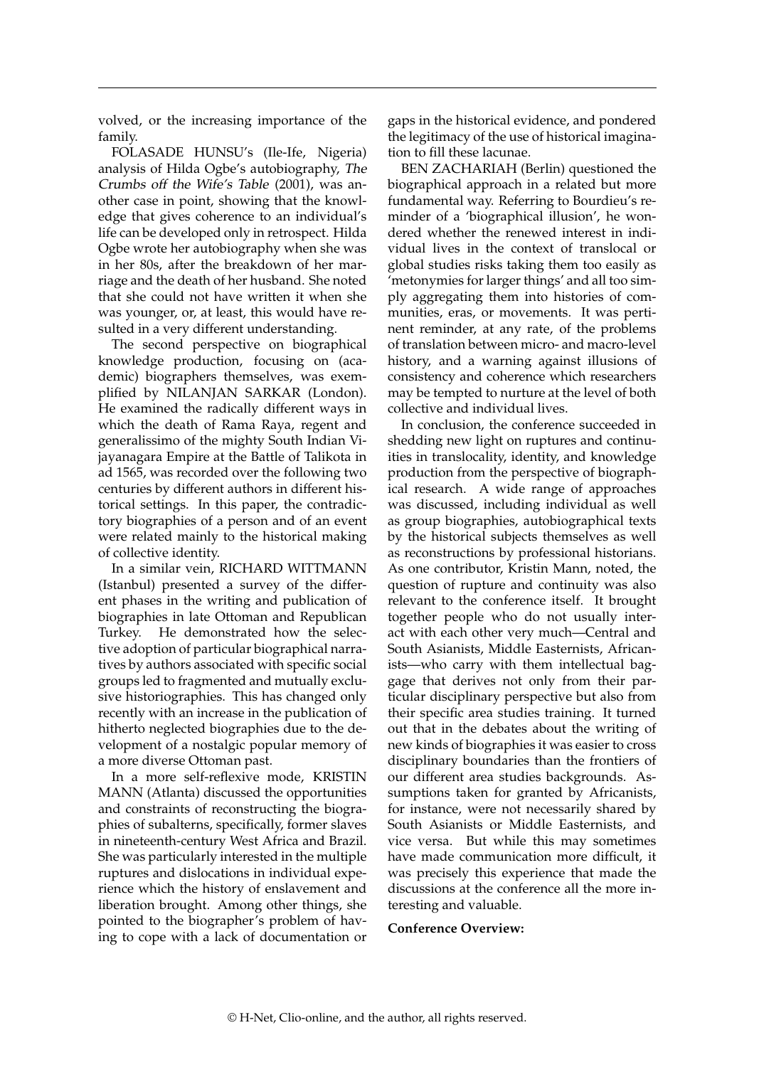volved, or the increasing importance of the family.

FOLASADE HUNSU's (Ile-Ife, Nigeria) analysis of Hilda Ogbe's autobiography, *The Crumbs off the Wife's Table* (2001), was another case in point, showing that the knowledge that gives coherence to an individual's life can be developed only in retrospect. Hilda Ogbe wrote her autobiography when she was in her 80s, after the breakdown of her marriage and the death of her husband. She noted that she could not have written it when she was younger, or, at least, this would have resulted in a very different understanding.

The second perspective on biographical knowledge production, focusing on (academic) biographers themselves, was exemplified by NILANJAN SARKAR (London). He examined the radically different ways in which the death of Rama Raya, regent and generalissimo of the mighty South Indian Vijayanagara Empire at the Battle of Talikota in ad 1565, was recorded over the following two centuries by different authors in different historical settings. In this paper, the contradictory biographies of a person and of an event were related mainly to the historical making of collective identity.

In a similar vein, RICHARD WITTMANN (Istanbul) presented a survey of the different phases in the writing and publication of biographies in late Ottoman and Republican Turkey. He demonstrated how the selective adoption of particular biographical narratives by authors associated with specific social groups led to fragmented and mutually exclusive historiographies. This has changed only recently with an increase in the publication of hitherto neglected biographies due to the development of a nostalgic popular memory of a more diverse Ottoman past.

In a more self-reflexive mode, KRISTIN MANN (Atlanta) discussed the opportunities and constraints of reconstructing the biographies of subalterns, specifically, former slaves in nineteenth-century West Africa and Brazil. She was particularly interested in the multiple ruptures and dislocations in individual experience which the history of enslavement and liberation brought. Among other things, she pointed to the biographer's problem of having to cope with a lack of documentation or gaps in the historical evidence, and pondered the legitimacy of the use of historical imagination to fill these lacunae.

BEN ZACHARIAH (Berlin) questioned the biographical approach in a related but more fundamental way. Referring to Bourdieu's reminder of a 'biographical illusion', he wondered whether the renewed interest in individual lives in the context of translocal or global studies risks taking them too easily as 'metonymies for larger things' and all too simply aggregating them into histories of communities, eras, or movements. It was pertinent reminder, at any rate, of the problems of translation between micro- and macro-level history, and a warning against illusions of consistency and coherence which researchers may be tempted to nurture at the level of both collective and individual lives.

In conclusion, the conference succeeded in shedding new light on ruptures and continuities in translocality, identity, and knowledge production from the perspective of biographical research. A wide range of approaches was discussed, including individual as well as group biographies, autobiographical texts by the historical subjects themselves as well as reconstructions by professional historians. As one contributor, Kristin Mann, noted, the question of rupture and continuity was also relevant to the conference itself. It brought together people who do not usually interact with each other very much—Central and South Asianists, Middle Easternists, Africanists—who carry with them intellectual baggage that derives not only from their particular disciplinary perspective but also from their specific area studies training. It turned out that in the debates about the writing of new kinds of biographies it was easier to cross disciplinary boundaries than the frontiers of our different area studies backgrounds. Assumptions taken for granted by Africanists, for instance, were not necessarily shared by South Asianists or Middle Easternists, and vice versa. But while this may sometimes have made communication more difficult, it was precisely this experience that made the discussions at the conference all the more interesting and valuable.

**Conference Overview:**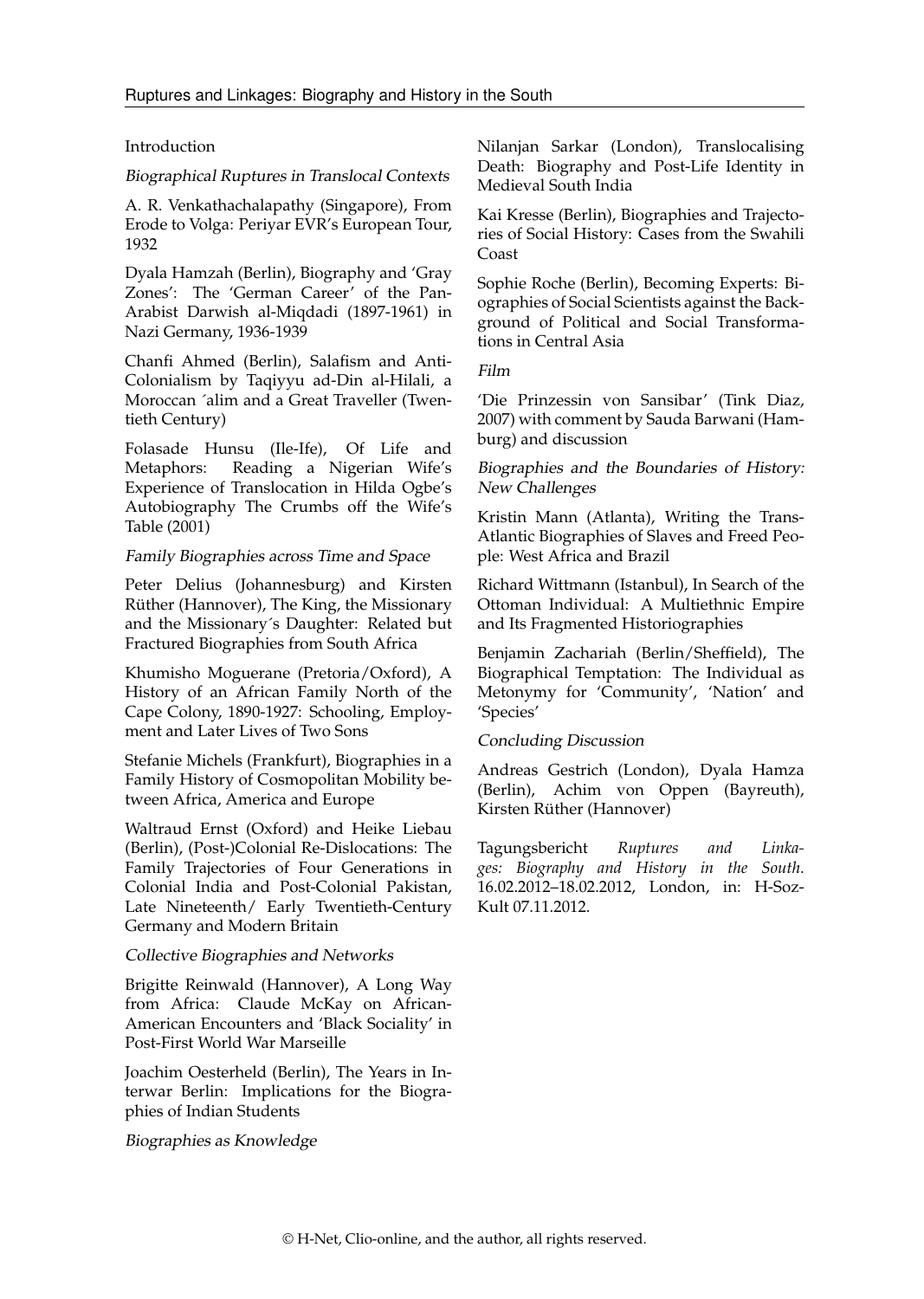Introduction

*Biographical Ruptures in Translocal Contexts*

A. R. Venkathachalapathy (Singapore), From Erode to Volga: Periyar EVR's European Tour, 1932

Dyala Hamzah (Berlin), Biography and 'Gray Zones': The 'German Career' of the Pan-Arabist Darwish al-Miqdadi (1897-1961) in Nazi Germany, 1936-1939

Chanfi Ahmed (Berlin), Salafism and Anti-Colonialism by Taqiyyu ad-Din al-Hilali, a Moroccan ´alim and a Great Traveller (Twentieth Century)

Folasade Hunsu (Ile-Ife), Of Life and Metaphors: Reading a Nigerian Wife's Experience of Translocation in Hilda Ogbe's Autobiography The Crumbs off the Wife's Table (2001)

*Family Biographies across Time and Space*

Peter Delius (Johannesburg) and Kirsten Rüther (Hannover), The King, the Missionary and the Missionary´s Daughter: Related but Fractured Biographies from South Africa

Khumisho Moguerane (Pretoria/Oxford), A History of an African Family North of the Cape Colony, 1890-1927: Schooling, Employment and Later Lives of Two Sons

Stefanie Michels (Frankfurt), Biographies in a Family History of Cosmopolitan Mobility between Africa, America and Europe

Waltraud Ernst (Oxford) and Heike Liebau (Berlin), (Post-)Colonial Re-Dislocations: The Family Trajectories of Four Generations in Colonial India and Post-Colonial Pakistan, Late Nineteenth/ Early Twentieth-Century Germany and Modern Britain

*Collective Biographies and Networks*

Brigitte Reinwald (Hannover), A Long Way from Africa: Claude McKay on African-American Encounters and 'Black Sociality' in Post-First World War Marseille

Joachim Oesterheld (Berlin), The Years in Interwar Berlin: Implications for the Biographies of Indian Students

*Biographies as Knowledge*

Nilanjan Sarkar (London), Translocalising Death: Biography and Post-Life Identity in Medieval South India

Kai Kresse (Berlin), Biographies and Trajectories of Social History: Cases from the Swahili Coast

Sophie Roche (Berlin), Becoming Experts: Biographies of Social Scientists against the Background of Political and Social Transformations in Central Asia

*Film*

'Die Prinzessin von Sansibar' (Tink Diaz, 2007) with comment by Sauda Barwani (Hamburg) and discussion

*Biographies and the Boundaries of History: New Challenges*

Kristin Mann (Atlanta), Writing the Trans-Atlantic Biographies of Slaves and Freed People: West Africa and Brazil

Richard Wittmann (Istanbul), In Search of the Ottoman Individual: A Multiethnic Empire and Its Fragmented Historiographies

Benjamin Zachariah (Berlin/Sheffield), The Biographical Temptation: The Individual as Metonymy for 'Community', 'Nation' and 'Species'

*Concluding Discussion*

Andreas Gestrich (London), Dyala Hamza (Berlin), Achim von Oppen (Bayreuth), Kirsten Rüther (Hannover)

Tagungsbericht *Ruptures and Linkages: Biography and History in the South*. 16.02.2012–18.02.2012, London, in: H-Soz-Kult 07.11.2012.